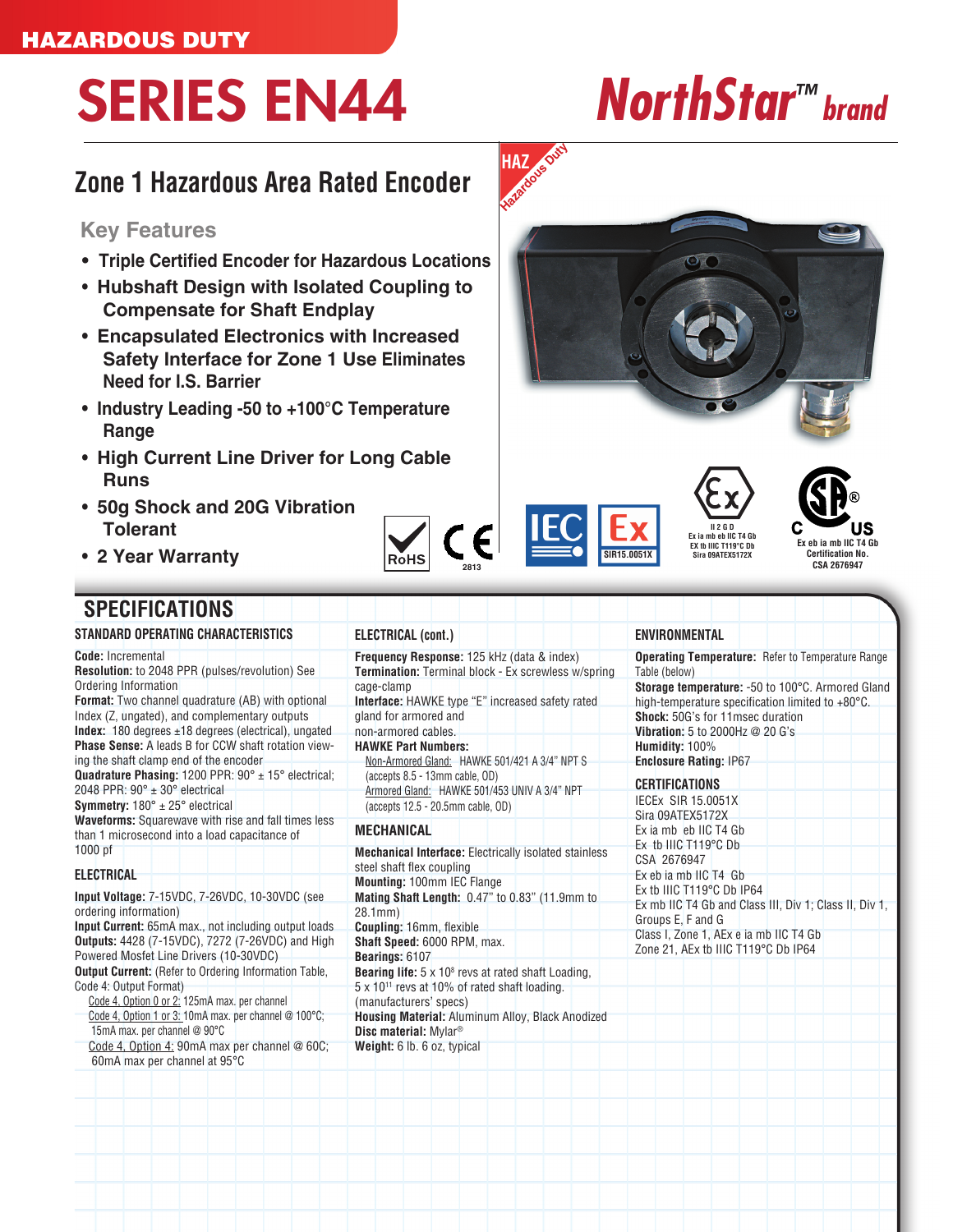HAZARDOUS DUTY

# SERIES EN44

NorthStar™ brand

## Zone 1 Hazardous Area Rated Encoder

### Key Features

- Triple Certified Encoder for Hazardous Locations
- Hubshaft Design with Isolated Coupling to Compensate for Shaft Endplay
- Encapsulated Electronics with Increased Safety Interface for Zone 1 Use Eliminates Need for I.S. Barrier
- Industry Leading -50 to +100°C Temperature Range
- High Current Line Driver for Long Cable Runs
- 50g Shock and 20G Vibration Tolerant
- 2 Year Warranty

RoHS CE 2813 IEC Ex SIR15.0051X

II 2 G D
Ex ia mb eb IIC T4 Gb
EX tb IIIC T119°C Db
Sira 09ATEX5172X

C US
Ex eb ia mb IIC T4 Gb
Certification No.
CSA 2676947

## SPECIFICATIONS

### STANDARD OPERATING CHARACTERISTICS

**Code:** Incremental
**Resolution:** to 2048 PPR (pulses/revolution) See Ordering Information
**Format:** Two channel quadrature (AB) with optional Index (Z, ungated), and complementary outputs
**Index:** 180 degrees ±18 degrees (electrical), ungated
**Phase Sense:** A leads B for CCW shaft rotation viewing the shaft clamp end of the encoder
**Quadrature Phasing:** 1200 PPR: 90° ± 15° electrical; 2048 PPR: 90° ± 30° electrical
**Symmetry:** 180° ± 25° electrical
**Waveforms:** Squarewave with rise and fall times less than 1 microsecond into a load capacitance of 1000 pf

### ELECTRICAL

**Input Voltage:** 7-15VDC, 7-26VDC, 10-30VDC (see ordering information)
**Input Current:** 65mA max., not including output loads
**Outputs:** 4428 (7-15VDC), 7272 (7-26VDC) and High Powered Mosfet Line Drivers (10-30VDC)
**Output Current:** (Refer to Ordering Information Table, Code 4: Output Format)
Code 4, Option 0 or 2: 125mA max. per channel
Code 4, Option 1 or 3: 10mA max. per channel @ 100°C; 15mA max. per channel @ 90°C
Code 4, Option 4: 90mA max per channel @ 60C; 60mA max per channel at 95°C

### ELECTRICAL (cont.)

**Frequency Response:** 125 kHz (data & index)
**Termination:** Terminal block - Ex screwless w/spring cage-clamp
**Interface:** HAWKE type "E" increased safety rated gland for armored and non-armored cables.
**HAWKE Part Numbers:**
Non-Armored Gland: HAWKE 501/421 A 3/4" NPT S (accepts 8.5 - 13mm cable, OD)
Armored Gland: HAWKE 501/453 UNIV A 3/4" NPT (accepts 12.5 - 20.5mm cable, OD)

### MECHANICAL

**Mechanical Interface:** Electrically isolated stainless steel shaft flex coupling
**Mounting:** 100mm IEC Flange
**Mating Shaft Length:** 0.47" to 0.83" (11.9mm to 28.1mm)
**Coupling:** 16mm, flexible
**Shaft Speed:** 6000 RPM, max.
**Bearings:** 6107
**Bearing life:** 5 x 10[8] revs at rated shaft Loading, 5 x 10[11] revs at 10% of rated shaft loading. (manufacturers' specs)
**Housing Material:** Aluminum Alloy, Black Anodized
**Disc material:** Mylar®
**Weight:** 6 lb. 6 oz, typical

### ENVIRONMENTAL

**Operating Temperature:** Refer to Temperature Range Table (below)
**Storage temperature:** -50 to 100°C. Armored Gland high-temperature specification limited to +80°C.
**Shock:** 50G's for 11msec duration
**Vibration:** 5 to 2000Hz @ 20 G's
**Humidity:** 100%
**Enclosure Rating:** IP67

### CERTIFICATIONS

IECEx SIR 15.0051X
Sira 09ATEX5172X
Ex ia mb eb IIC T4 Gb
Ex tb IIIC T119°C Db
CSA 2676947
Ex eb ia mb IIC T4 Gb
Ex tb IIIC T119°C Db IP64
Ex mb IIC T4 Gb and Class III, Div 1; Class II, Div 1, Groups E, F and G
Class I, Zone 1, AEx e ia mb IIC T4 Gb
Zone 21, AEx tb IIIC T119°C Db IP64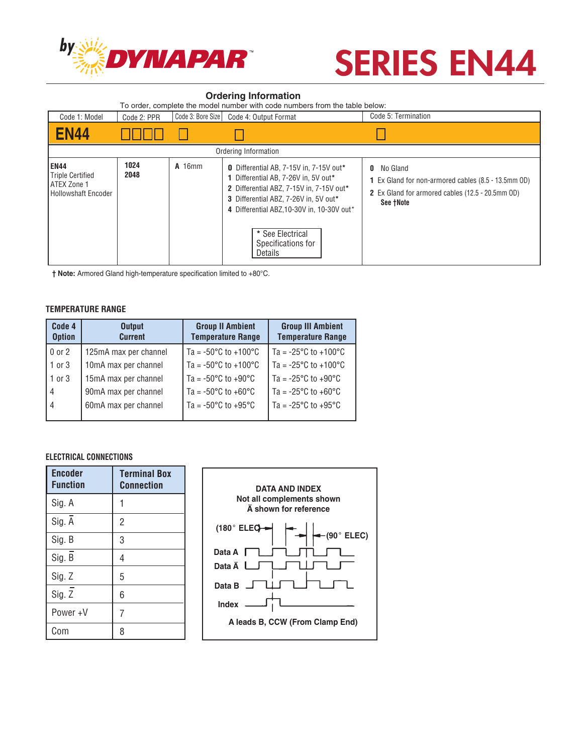# SERIES EN44

## Ordering Information

To order, complete the model number with code numbers from the table below:

| Code 1: Model | Code 2: PPR | Code 3: Bore Size | Code 4: Output Format | Code 5: Termination |
|---|---|---|---|---|
| **EN44** | □□□□ | □ | □ | □ |
| **EN44** Triple Certified ATEX Zone 1 Hollowshaft Encoder | **1024** **2048** | **A** 16mm | **0** Differential AB, 7-15V in, 7-15V out* **1** Differential AB, 7-26V in, 5V out* **2** Differential ABZ, 7-15V in, 7-15V out* **3** Differential ABZ, 7-26V in, 5V out* **4** Differential ABZ,10-30V in, 10-30V out* | **0** No Gland **1** Ex Gland for non-armored cables (8.5 - 13.5mm OD) **2** Ex Gland for armored cables (12.5 - 20.5mm OD) **See †Note** |

\* See Electrical Specifications for Details

**† Note:** Armored Gland high-temperature specification limited to +80°C.

### TEMPERATURE RANGE

| Code 4 Option | Output Current | Group II Ambient Temperature Range | Group III Ambient Temperature Range |
|---|---|---|---|
| 0 or 2 | 125mA max per channel | Ta = -50°C to +100°C | Ta = -25°C to +100°C |
| 1 or 3 | 10mA max per channel | Ta = -50°C to +100°C | Ta = -25°C to +100°C |
| 1 or 3 | 15mA max per channel | Ta = -50°C to +90°C | Ta = -25°C to +90°C |
| 4 | 90mA max per channel | Ta = -50°C to +60°C | Ta = -25°C to +60°C |
| 4 | 60mA max per channel | Ta = -50°C to +95°C | Ta = -25°C to +95°C |

### ELECTRICAL CONNECTIONS

| Encoder Function | Terminal Box Connection |
|---|---|
| Sig. A | 1 |
| Sig. $\bar{A}$ | 2 |
| Sig. B | 3 |
| Sig. $\bar{B}$ | 4 |
| Sig. Z | 5 |
| Sig. $\bar{Z}$ | 6 |
| Power +V | 7 |
| Com | 8 |

**DATA AND INDEX**
**Not all complements shown**
**$\bar{A}$ shown for reference**

(180° ELEC) (90° ELEC)

Data A
Data $\bar{A}$
Data B
Index

**A leads B, CCW (From Clamp End)**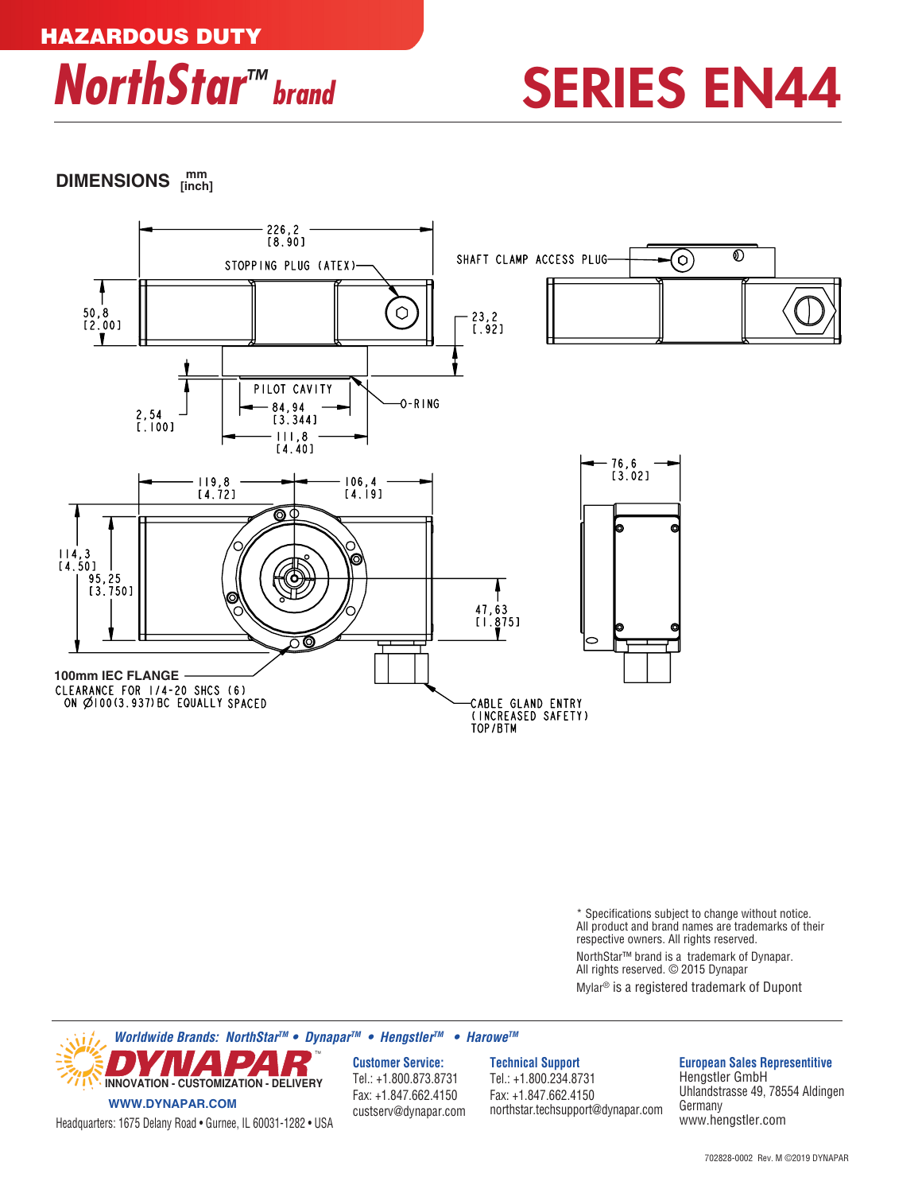HAZARDOUS DUTY

# NorthStar™ brand

# SERIES EN44

## DIMENSIONS mm [inch]

226,2
[8.90]

STOPPING PLUG (ATEX)

SHAFT CLAMP ACCESS PLUG

50,8
[2.00]

23,2
[.92]

PILOT CAVITY

O-RING

84,94
[3.344]

2,54
[.100]

111,8
[4.40]

76,6
[3.02]

119,8
[4.72]

106,4
[4.19]

114,3
[4.50]

95,25
[3.750]

47,63
[1.875]

**100mm IEC FLANGE**
CLEARANCE FOR 1/4-20 SHCS (6)
ON Ø100(3.937)BC EQUALLY SPACED

CABLE GLAND ENTRY
(INCREASED SAFETY)
TOP/BTM

\* Specifications subject to change without notice.
All product and brand names are trademarks of their respective owners. All rights reserved.

NorthStar™ brand is a trademark of Dynapar.
All rights reserved. © 2015 Dynapar

Mylar® is a registered trademark of Dupont

*Worldwide Brands: NorthStar™ • Dynapar™ • Hengstler™ • Harowe™*

DYNAPAR™
INNOVATION - CUSTOMIZATION - DELIVERY
WWW.DYNAPAR.COM
Headquarters: 1675 Delany Road • Gurnee, IL 60031-1282 • USA

**Customer Service:**
Tel.: +1.800.873.8731
Fax: +1.847.662.4150
custserv@dynapar.com

**Technical Support**
Tel.: +1.800.234.8731
Fax: +1.847.662.4150
northstar.techsupport@dynapar.com

**European Sales Representitive**
Hengstler GmbH
Uhlandstrasse 49, 78554 Aldingen
Germany
www.hengstler.com

702828-0002 Rev. M ©2019 DYNAPAR